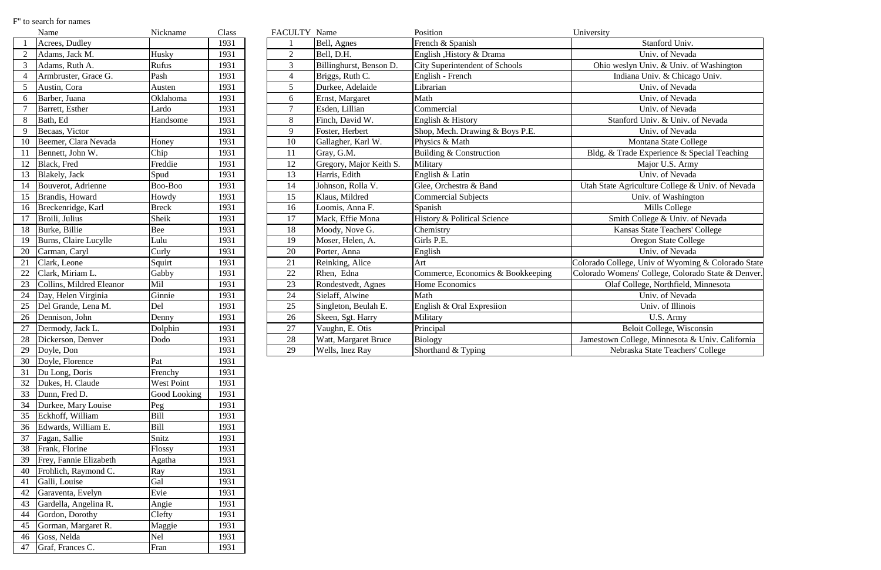F" to search for names

|  | Name | Nickname | Class |
|---|---|---|---|
| 1 | Acrees, Dudley |  | 1931 |
| 2 | Adams, Jack M. | Husky | 1931 |
| 3 | Adams, Ruth A. | Rufus | 1931 |
| 4 | Armbruster, Grace G. | Pash | 1931 |
| 5 | Austin, Cora | Austen | 1931 |
| 6 | Barber, Juana | Oklahoma | 1931 |
| 7 | Barrett, Esther | Lardo | 1931 |
| 8 | Bath, Ed | Handsome | 1931 |
| 9 | Becaas, Victor |  | 1931 |
| 10 | Beemer, Clara Nevada | Honey | 1931 |
| 11 | Bennett, John W. | Chip | 1931 |
| 12 | Black, Fred | Freddie | 1931 |
| 13 | Blakely, Jack | Spud | 1931 |
| 14 | Bouverot, Adrienne | Boo-Boo | 1931 |
| 15 | Brandis, Howard | Howdy | 1931 |
| 16 | Breckenridge, Karl | Breck | 1931 |
| 17 | Broili, Julius | Sheik | 1931 |
| 18 | Burke, Billie | Bee | 1931 |
| 19 | Burns, Claire Lucylle | Lulu | 1931 |
| 20 | Carman, Caryl | Curly | 1931 |
| 21 | Clark, Leone | Squirt | 1931 |
| 22 | Clark, Miriam L. | Gabby | 1931 |
| 23 | Collins, Mildred Eleanor | Mil | 1931 |
| 24 | Day, Helen Virginia | Ginnie | 1931 |
| 25 | Del Grande, Lena M. | Del | 1931 |
| 26 | Dennison, John | Denny | 1931 |
| 27 | Dermody, Jack L. | Dolphin | 1931 |
| 28 | Dickerson, Denver | Dodo | 1931 |
| 29 | Doyle, Don |  | 1931 |
| 30 | Doyle, Florence | Pat | 1931 |
| 31 | Du Long, Doris | Frenchy | 1931 |
| 32 | Dukes, H. Claude | West Point | 1931 |
| 33 | Dunn, Fred D. | Good Looking | 1931 |
| 34 | Durkee, Mary Louise | Peg | 1931 |
| 35 | Eckhoff, William | Bill | 1931 |
| 36 | Edwards, William E. | Bill | 1931 |
| 37 | Fagan, Sallie | Snitz | 1931 |
| 38 | Frank, Florine | Flossy | 1931 |
| 39 | Frey, Fannie Elizabeth | Agatha | 1931 |
| 40 | Frohlich, Raymond C. | Ray | 1931 |
| 41 | Galli, Louise | Gal | 1931 |
| 42 | Garaventa, Evelyn | Evie | 1931 |
| 43 | Gardella, Angelina R. | Angie | 1931 |
| 44 | Gordon, Dorothy | Clefty | 1931 |
| 45 | Gorman, Margaret R. | Maggie | 1931 |
| 46 | Goss, Nelda | Nel | 1931 |
| 47 | Graf, Frances C. | Fran | 1931 |

| FACULTY | Name | Position | University |
|---|---|---|---|
| 1 | Bell, Agnes | French & Spanish | Stanford Univ. |
| 2 | Bell, D.H. | English ,History & Drama | Univ. of Nevada |
| 3 | Billinghurst, Benson D. | City Superintendent of Schools | Ohio weslyn Univ. & Univ. of Washington |
| 4 | Briggs, Ruth C. | English - French | Indiana Univ. & Chicago Univ. |
| 5 | Durkee, Adelaide | Librarian | Univ. of Nevada |
| 6 | Ernst, Margaret | Math | Univ. of Nevada |
| 7 | Esden, Lillian | Commercial | Univ. of Nevada |
| 8 | Finch, David W. | English & History | Stanford Univ. & Univ. of Nevada |
| 9 | Foster, Herbert | Shop, Mech. Drawing & Boys P.E. | Univ. of Nevada |
| 10 | Gallagher, Karl W. | Physics & Math | Montana State College |
| 11 | Gray, G.M. | Building & Construction | Bldg. & Trade Experience & Special Teaching |
| 12 | Gregory, Major Keith S. | Military | Major U.S. Army |
| 13 | Harris, Edith | English & Latin | Univ. of Nevada |
| 14 | Johnson, Rolla V. | Glee, Orchestra & Band | Utah State Agriculture College & Univ. of Nevada |
| 15 | Klaus, Mildred | Commercial Subjects | Univ. of Washington |
| 16 | Loomis, Anna F. | Spanish | Mills College |
| 17 | Mack, Effie Mona | History & Political Science | Smith College & Univ. of Nevada |
| 18 | Moody, Nove G. | Chemistry | Kansas State Teachers' College |
| 19 | Moser, Helen, A. | Girls P.E. | Oregon State College |
| 20 | Porter, Anna | English | Univ. of Nevada |
| 21 | Reinking, Alice | Art | Colorado College, Univ of Wyoming & Colorado State |
| 22 | Rhen, Edna | Commerce, Economics & Bookkeeping | Colorado Womens' College, Colorado State & Denver. |
| 23 | Rondestvedt, Agnes | Home Economics | Olaf College, Northfield, Minnesota |
| 24 | Sielaff, Alwine | Math | Univ. of Nevada |
| 25 | Singleton, Beulah E. | English & Oral Expresiion | Univ. of Illinois |
| 26 | Skeen, Sgt. Harry | Military | U.S. Army |
| 27 | Vaughn, E. Otis | Principal | Beloit College, Wisconsin |
| 28 | Watt, Margaret Bruce | Biology | Jamestown College, Minnesota & Univ. California |
| 29 | Wells, Inez Ray | Shorthand & Typing | Nebraska State Teachers' College |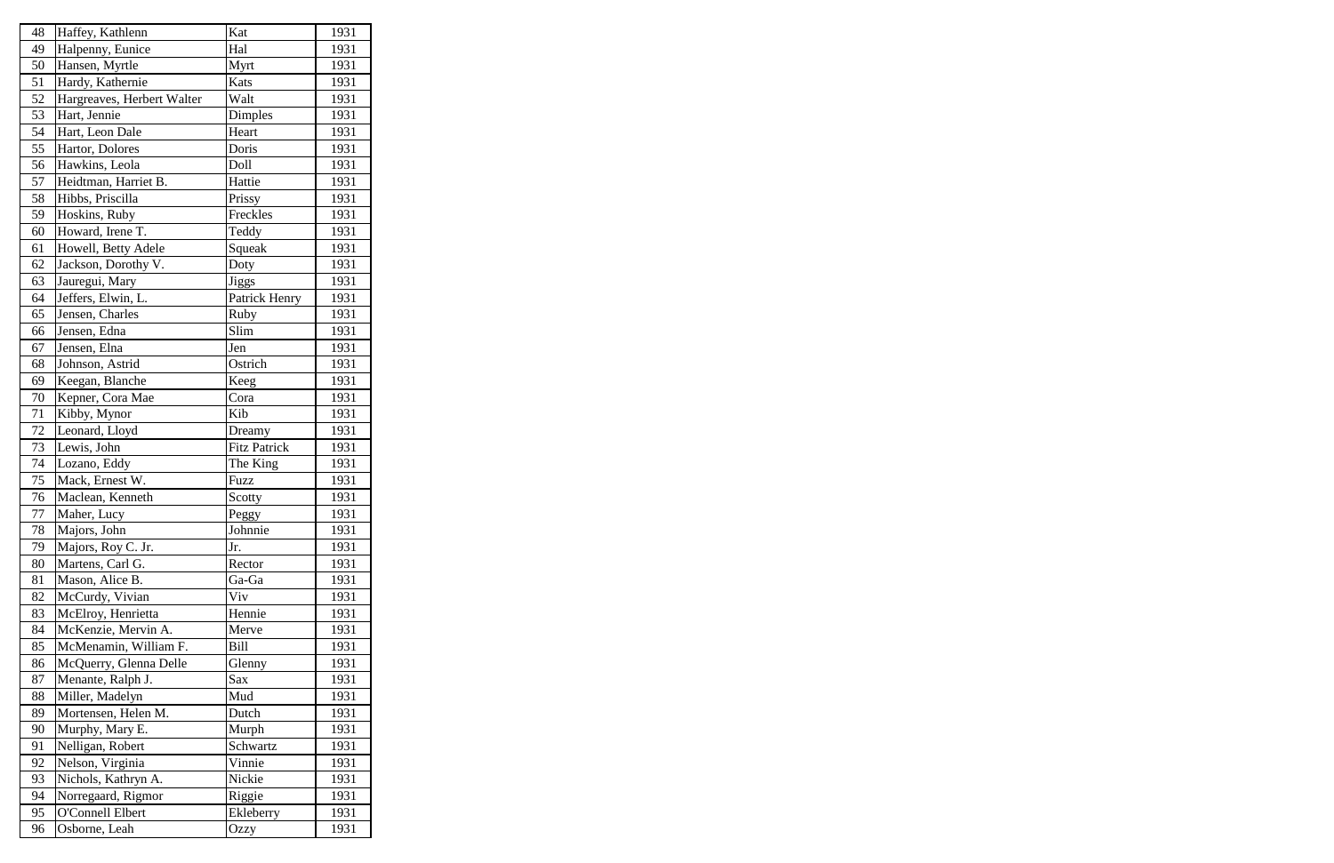| 48 | Haffey, Kathlenn | Kat | 1931 |
|---|---|---|---|
| 49 | Halpenny, Eunice | Hal | 1931 |
| 50 | Hansen, Myrtle | Myrt | 1931 |
| 51 | Hardy, Kathernie | Kats | 1931 |
| 52 | Hargreaves, Herbert Walter | Walt | 1931 |
| 53 | Hart, Jennie | Dimples | 1931 |
| 54 | Hart, Leon Dale | Heart | 1931 |
| 55 | Hartor, Dolores | Doris | 1931 |
| 56 | Hawkins, Leola | Doll | 1931 |
| 57 | Heidtman, Harriet B. | Hattie | 1931 |
| 58 | Hibbs, Priscilla | Prissy | 1931 |
| 59 | Hoskins, Ruby | Freckles | 1931 |
| 60 | Howard, Irene T. | Teddy | 1931 |
| 61 | Howell, Betty Adele | Squeak | 1931 |
| 62 | Jackson, Dorothy V. | Doty | 1931 |
| 63 | Jauregui, Mary | Jiggs | 1931 |
| 64 | Jeffers, Elwin, L. | Patrick Henry | 1931 |
| 65 | Jensen, Charles | Ruby | 1931 |
| 66 | Jensen, Edna | Slim | 1931 |
| 67 | Jensen, Elna | Jen | 1931 |
| 68 | Johnson, Astrid | Ostrich | 1931 |
| 69 | Keegan, Blanche | Keeg | 1931 |
| 70 | Kepner, Cora Mae | Cora | 1931 |
| 71 | Kibby, Mynor | Kib | 1931 |
| 72 | Leonard, Lloyd | Dreamy | 1931 |
| 73 | Lewis, John | Fitz Patrick | 1931 |
| 74 | Lozano, Eddy | The King | 1931 |
| 75 | Mack, Ernest W. | Fuzz | 1931 |
| 76 | Maclean, Kenneth | Scotty | 1931 |
| 77 | Maher, Lucy | Peggy | 1931 |
| 78 | Majors, John | Johnnie | 1931 |
| 79 | Majors, Roy C. Jr. | Jr. | 1931 |
| 80 | Martens, Carl G. | Rector | 1931 |
| 81 | Mason, Alice B. | Ga-Ga | 1931 |
| 82 | McCurdy, Vivian | Viv | 1931 |
| 83 | McElroy, Henrietta | Hennie | 1931 |
| 84 | McKenzie, Mervin A. | Merve | 1931 |
| 85 | McMenamin, William F. | Bill | 1931 |
| 86 | McQuerry, Glenna Delle | Glenny | 1931 |
| 87 | Menante, Ralph J. | Sax | 1931 |
| 88 | Miller, Madelyn | Mud | 1931 |
| 89 | Mortensen, Helen M. | Dutch | 1931 |
| 90 | Murphy, Mary E. | Murph | 1931 |
| 91 | Nelligan, Robert | Schwartz | 1931 |
| 92 | Nelson, Virginia | Vinnie | 1931 |
| 93 | Nichols, Kathryn A. | Nickie | 1931 |
| 94 | Norregaard, Rigmor | Riggie | 1931 |
| 95 | O'Connell Elbert | Ekleberry | 1931 |
| 96 | Osborne, Leah | Ozzy | 1931 |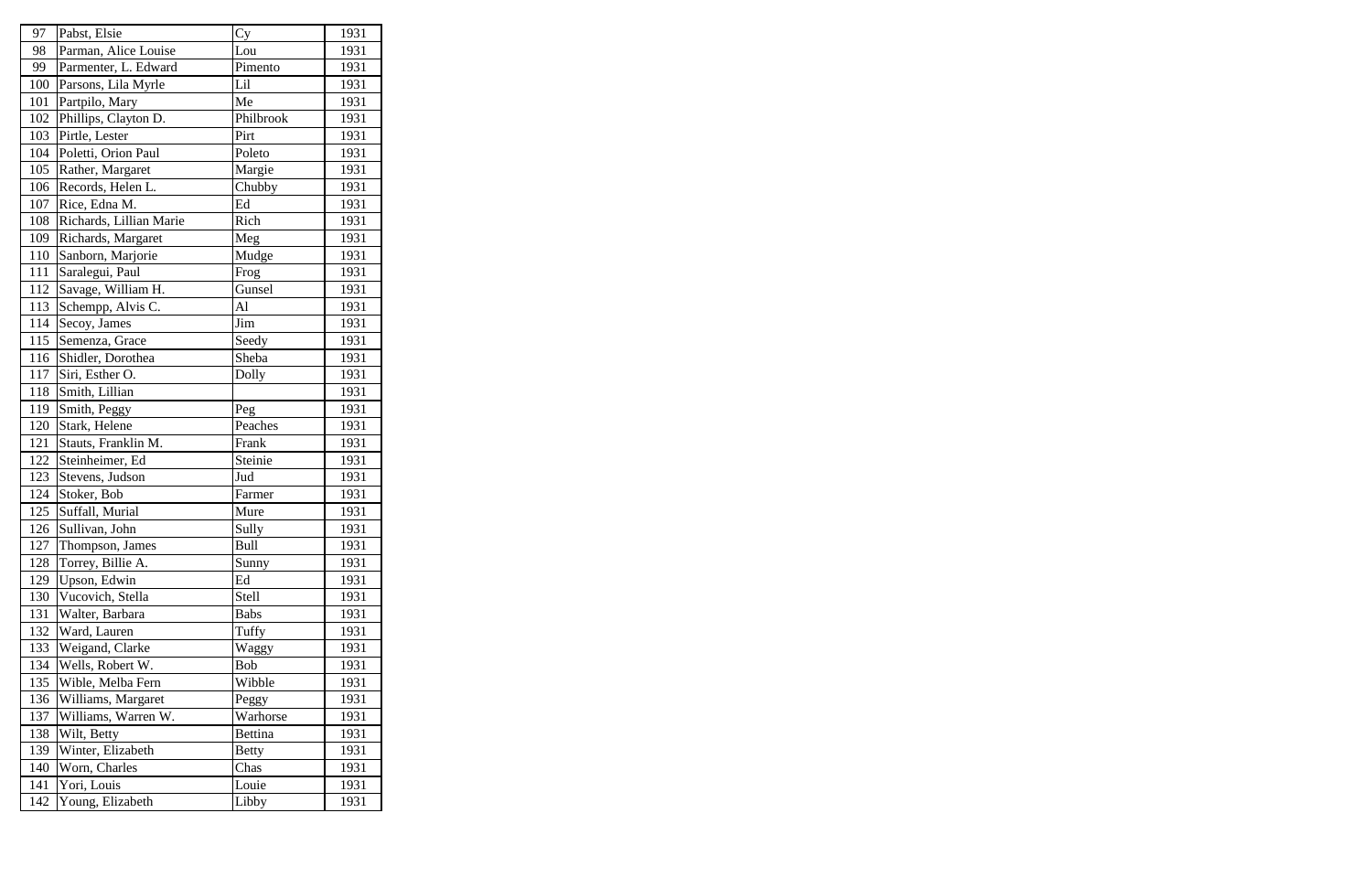| | | | |
|---|---|---|---|
| 97 | Pabst, Elsie | Cy | 1931 |
| 98 | Parman, Alice Louise | Lou | 1931 |
| 99 | Parmenter, L. Edward | Pimento | 1931 |
| 100 | Parsons, Lila Myrle | Lil | 1931 |
| 101 | Partpilo, Mary | Me | 1931 |
| 102 | Phillips, Clayton D. | Philbrook | 1931 |
| 103 | Pirtle, Lester | Pirt | 1931 |
| 104 | Poletti, Orion Paul | Poleto | 1931 |
| 105 | Rather, Margaret | Margie | 1931 |
| 106 | Records, Helen L. | Chubby | 1931 |
| 107 | Rice, Edna M. | Ed | 1931 |
| 108 | Richards, Lillian Marie | Rich | 1931 |
| 109 | Richards, Margaret | Meg | 1931 |
| 110 | Sanborn, Marjorie | Mudge | 1931 |
| 111 | Saralegui, Paul | Frog | 1931 |
| 112 | Savage, William H. | Gunsel | 1931 |
| 113 | Schempp, Alvis C. | Al | 1931 |
| 114 | Secoy, James | Jim | 1931 |
| 115 | Semenza, Grace | Seedy | 1931 |
| 116 | Shidler, Dorothea | Sheba | 1931 |
| 117 | Siri, Esther O. | Dolly | 1931 |
| 118 | Smith, Lillian | | 1931 |
| 119 | Smith, Peggy | Peg | 1931 |
| 120 | Stark, Helene | Peaches | 1931 |
| 121 | Stauts, Franklin M. | Frank | 1931 |
| 122 | Steinheimer, Ed | Steinie | 1931 |
| 123 | Stevens, Judson | Jud | 1931 |
| 124 | Stoker, Bob | Farmer | 1931 |
| 125 | Suffall, Murial | Mure | 1931 |
| 126 | Sullivan, John | Sully | 1931 |
| 127 | Thompson, James | Bull | 1931 |
| 128 | Torrey, Billie A. | Sunny | 1931 |
| 129 | Upson, Edwin | Ed | 1931 |
| 130 | Vucovich, Stella | Stell | 1931 |
| 131 | Walter, Barbara | Babs | 1931 |
| 132 | Ward, Lauren | Tuffy | 1931 |
| 133 | Weigand, Clarke | Waggy | 1931 |
| 134 | Wells, Robert W. | Bob | 1931 |
| 135 | Wible, Melba Fern | Wibble | 1931 |
| 136 | Williams, Margaret | Peggy | 1931 |
| 137 | Williams, Warren W. | Warhorse | 1931 |
| 138 | Wilt, Betty | Bettina | 1931 |
| 139 | Winter, Elizabeth | Betty | 1931 |
| 140 | Worn, Charles | Chas | 1931 |
| 141 | Yori, Louis | Louie | 1931 |
| 142 | Young, Elizabeth | Libby | 1931 |